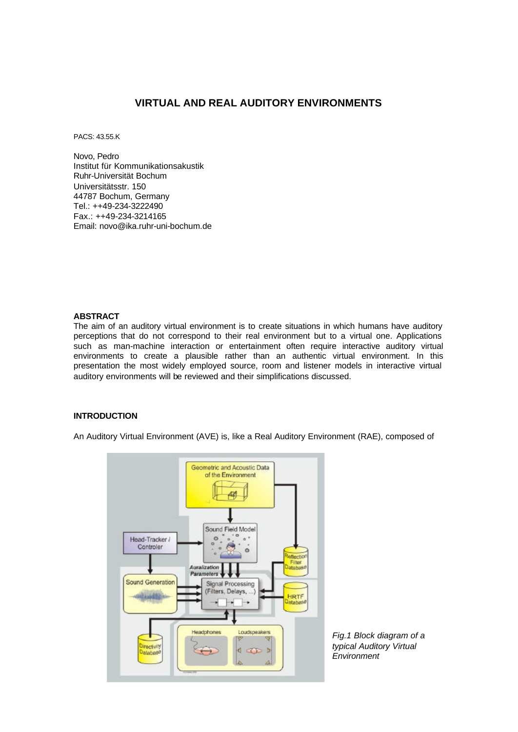# VIRTUAL AND REAL AUDITORY ENVIRONMENTS

PACS: 43.55.K

Novo, Pedro
Institut für Kommunikationsakustik
Ruhr-Universität Bochum
Universitätsstr. 150
44787 Bochum, Germany
Tel.: ++49-234-3222490
Fax.: ++49-234-3214165
Email: novo@ika.ruhr-uni-bochum.de

**ABSTRACT**

The aim of an auditory virtual environment is to create situations in which humans have auditory perceptions that do not correspond to their real environment but to a virtual one. Applications such as man-machine interaction or entertainment often require interactive auditory virtual environments to create a plausible rather than an authentic virtual environment. In this presentation the most widely employed source, room and listener models in interactive virtual auditory environments will be reviewed and their simplifications discussed.

**INTRODUCTION**

An Auditory Virtual Environment (AVE) is, like a Real Auditory Environment (RAE), composed of

*Fig.1 Block diagram of a typical Auditory Virtual Environment*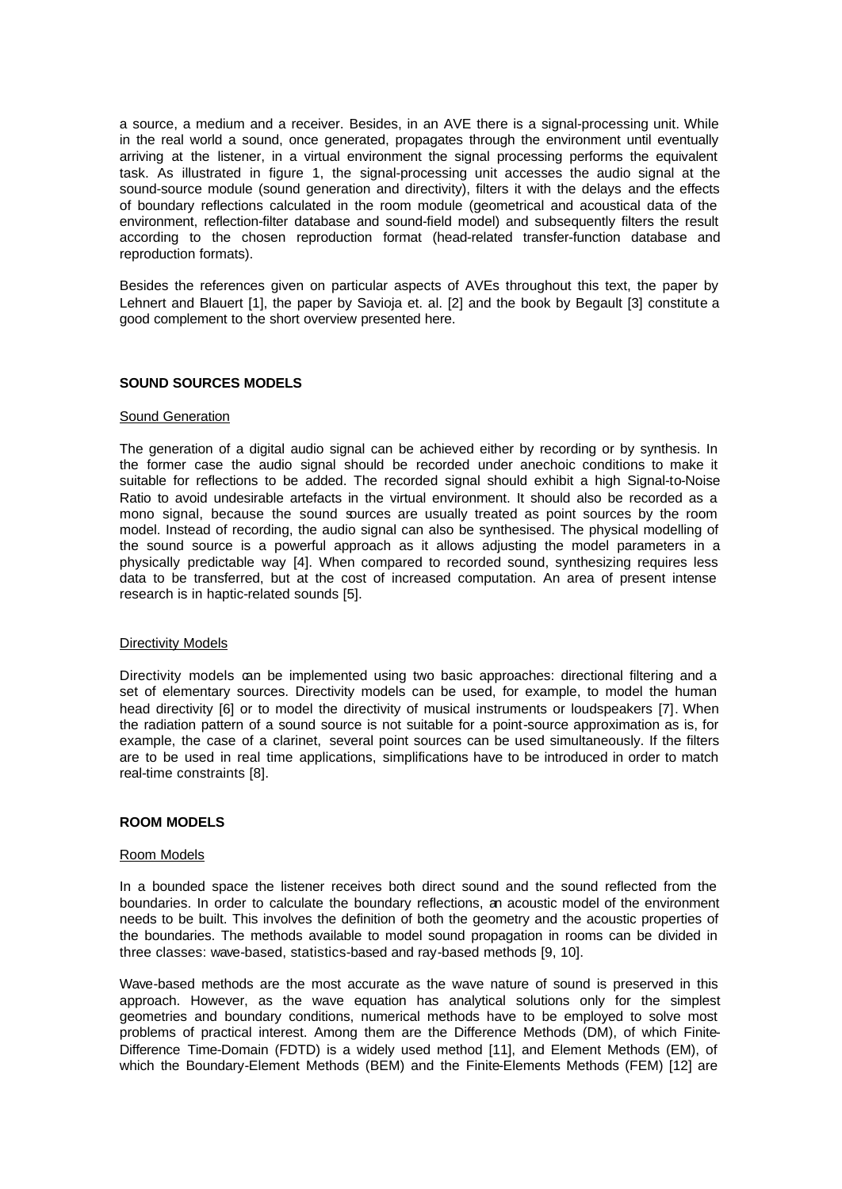a source, a medium and a receiver. Besides, in an AVE there is a signal-processing unit. While in the real world a sound, once generated, propagates through the environment until eventually arriving at the listener, in a virtual environment the signal processing performs the equivalent task. As illustrated in figure 1, the signal-processing unit accesses the audio signal at the sound-source module (sound generation and directivity), filters it with the delays and the effects of boundary reflections calculated in the room module (geometrical and acoustical data of the environment, reflection-filter database and sound-field model) and subsequently filters the result according to the chosen reproduction format (head-related transfer-function database and reproduction formats).

Besides the references given on particular aspects of AVEs throughout this text, the paper by Lehnert and Blauert [1], the paper by Savioja et. al. [2] and the book by Begault [3] constitute a good complement to the short overview presented here.

## SOUND SOURCES MODELS

### Sound Generation

The generation of a digital audio signal can be achieved either by recording or by synthesis. In the former case the audio signal should be recorded under anechoic conditions to make it suitable for reflections to be added. The recorded signal should exhibit a high Signal-to-Noise Ratio to avoid undesirable artefacts in the virtual environment. It should also be recorded as a mono signal, because the sound sources are usually treated as point sources by the room model. Instead of recording, the audio signal can also be synthesised. The physical modelling of the sound source is a powerful approach as it allows adjusting the model parameters in a physically predictable way [4]. When compared to recorded sound, synthesizing requires less data to be transferred, but at the cost of increased computation. An area of present intense research is in haptic-related sounds [5].

### Directivity Models

Directivity models can be implemented using two basic approaches: directional filtering and a set of elementary sources. Directivity models can be used, for example, to model the human head directivity [6] or to model the directivity of musical instruments or loudspeakers [7]. When the radiation pattern of a sound source is not suitable for a point-source approximation as is, for example, the case of a clarinet, several point sources can be used simultaneously. If the filters are to be used in real time applications, simplifications have to be introduced in order to match real-time constraints [8].

## ROOM MODELS

### Room Models

In a bounded space the listener receives both direct sound and the sound reflected from the boundaries. In order to calculate the boundary reflections, an acoustic model of the environment needs to be built. This involves the definition of both the geometry and the acoustic properties of the boundaries. The methods available to model sound propagation in rooms can be divided in three classes: wave-based, statistics-based and ray-based methods [9, 10].

Wave-based methods are the most accurate as the wave nature of sound is preserved in this approach. However, as the wave equation has analytical solutions only for the simplest geometries and boundary conditions, numerical methods have to be employed to solve most problems of practical interest. Among them are the Difference Methods (DM), of which Finite-Difference Time-Domain (FDTD) is a widely used method [11], and Element Methods (EM), of which the Boundary-Element Methods (BEM) and the Finite-Elements Methods (FEM) [12] are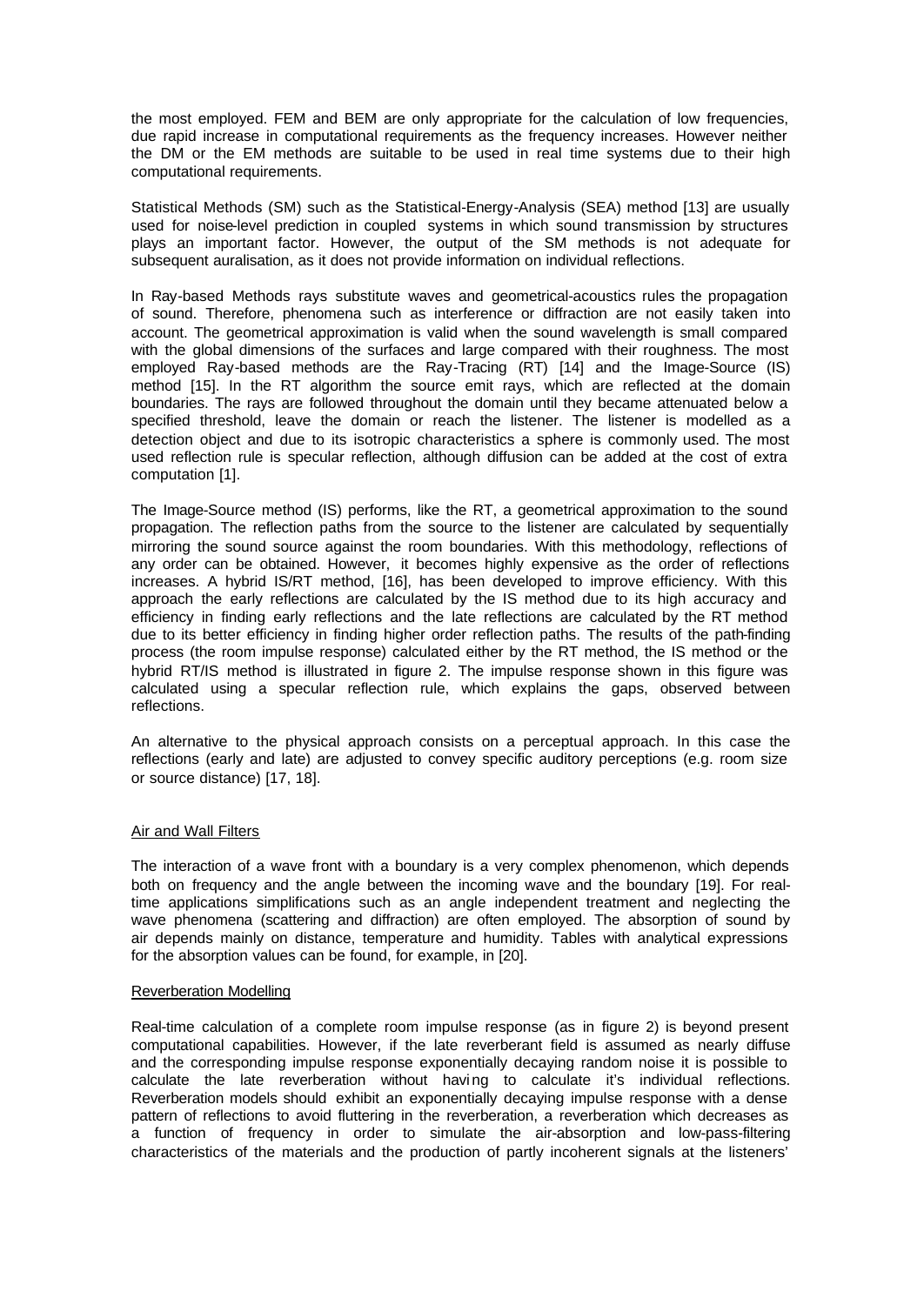the most employed. FEM and BEM are only appropriate for the calculation of low frequencies, due rapid increase in computational requirements as the frequency increases. However neither the DM or the EM methods are suitable to be used in real time systems due to their high computational requirements.

Statistical Methods (SM) such as the Statistical-Energy-Analysis (SEA) method [13] are usually used for noise-level prediction in coupled systems in which sound transmission by structures plays an important factor. However, the output of the SM methods is not adequate for subsequent auralisation, as it does not provide information on individual reflections.

In Ray-based Methods rays substitute waves and geometrical-acoustics rules the propagation of sound. Therefore, phenomena such as interference or diffraction are not easily taken into account. The geometrical approximation is valid when the sound wavelength is small compared with the global dimensions of the surfaces and large compared with their roughness. The most employed Ray-based methods are the Ray-Tracing (RT) [14] and the Image-Source (IS) method [15]. In the RT algorithm the source emit rays, which are reflected at the domain boundaries. The rays are followed throughout the domain until they became attenuated below a specified threshold, leave the domain or reach the listener. The listener is modelled as a detection object and due to its isotropic characteristics a sphere is commonly used. The most used reflection rule is specular reflection, although diffusion can be added at the cost of extra computation [1].

The Image-Source method (IS) performs, like the RT, a geometrical approximation to the sound propagation. The reflection paths from the source to the listener are calculated by sequentially mirroring the sound source against the room boundaries. With this methodology, reflections of any order can be obtained. However, it becomes highly expensive as the order of reflections increases. A hybrid IS/RT method, [16], has been developed to improve efficiency. With this approach the early reflections are calculated by the IS method due to its high accuracy and efficiency in finding early reflections and the late reflections are calculated by the RT method due to its better efficiency in finding higher order reflection paths. The results of the path-finding process (the room impulse response) calculated either by the RT method, the IS method or the hybrid RT/IS method is illustrated in figure 2. The impulse response shown in this figure was calculated using a specular reflection rule, which explains the gaps, observed between reflections.

An alternative to the physical approach consists on a perceptual approach. In this case the reflections (early and late) are adjusted to convey specific auditory perceptions (e.g. room size or source distance) [17, 18].

### Air and Wall Filters

The interaction of a wave front with a boundary is a very complex phenomenon, which depends both on frequency and the angle between the incoming wave and the boundary [19]. For real-time applications simplifications such as an angle independent treatment and neglecting the wave phenomena (scattering and diffraction) are often employed. The absorption of sound by air depends mainly on distance, temperature and humidity. Tables with analytical expressions for the absorption values can be found, for example, in [20].

### Reverberation Modelling

Real-time calculation of a complete room impulse response (as in figure 2) is beyond present computational capabilities. However, if the late reverberant field is assumed as nearly diffuse and the corresponding impulse response exponentially decaying random noise it is possible to calculate the late reverberation without having to calculate it's individual reflections. Reverberation models should exhibit an exponentially decaying impulse response with a dense pattern of reflections to avoid fluttering in the reverberation, a reverberation which decreases as a function of frequency in order to simulate the air-absorption and low-pass-filtering characteristics of the materials and the production of partly incoherent signals at the listeners'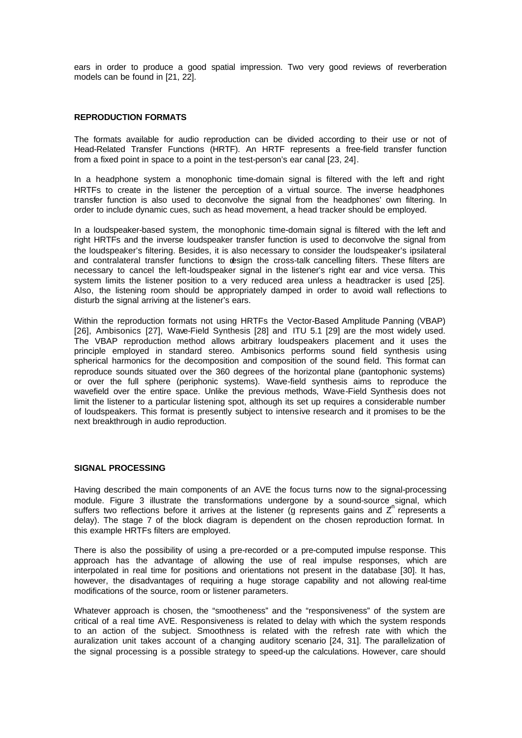ears in order to produce a good spatial impression. Two very good reviews of reverberation models can be found in [21, 22].

## REPRODUCTION FORMATS

The formats available for audio reproduction can be divided according to their use or not of Head-Related Transfer Functions (HRTF). An HRTF represents a free-field transfer function from a fixed point in space to a point in the test-person's ear canal [23, 24].

In a headphone system a monophonic time-domain signal is filtered with the left and right HRTFs to create in the listener the perception of a virtual source. The inverse headphones transfer function is also used to deconvolve the signal from the headphones' own filtering. In order to include dynamic cues, such as head movement, a head tracker should be employed.

In a loudspeaker-based system, the monophonic time-domain signal is filtered with the left and right HRTFs and the inverse loudspeaker transfer function is used to deconvolve the signal from the loudspeaker's filtering. Besides, it is also necessary to consider the loudspeaker's ipsilateral and contralateral transfer functions to design the cross-talk cancelling filters. These filters are necessary to cancel the left-loudspeaker signal in the listener's right ear and vice versa. This system limits the listener position to a very reduced area unless a headtracker is used [25]. Also, the listening room should be appropriately damped in order to avoid wall reflections to disturb the signal arriving at the listener's ears.

Within the reproduction formats not using HRTFs the Vector-Based Amplitude Panning (VBAP) [26], Ambisonics [27], Wave-Field Synthesis [28] and ITU 5.1 [29] are the most widely used. The VBAP reproduction method allows arbitrary loudspeakers placement and it uses the principle employed in standard stereo. Ambisonics performs sound field synthesis using spherical harmonics for the decomposition and composition of the sound field. This format can reproduce sounds situated over the 360 degrees of the horizontal plane (pantophonic systems) or over the full sphere (periphonic systems). Wave-field synthesis aims to reproduce the wavefield over the entire space. Unlike the previous methods, Wave-Field Synthesis does not limit the listener to a particular listening spot, although its set up requires a considerable number of loudspeakers. This format is presently subject to intensive research and it promises to be the next breakthrough in audio reproduction.

## SIGNAL PROCESSING

Having described the main components of an AVE the focus turns now to the signal-processing module. Figure 3 illustrate the transformations undergone by a sound-source signal, which suffers two reflections before it arrives at the listener (g represents gains and $Z^{n}$ represents a delay). The stage 7 of the block diagram is dependent on the chosen reproduction format. In this example HRTFs filters are employed.

There is also the possibility of using a pre-recorded or a pre-computed impulse response. This approach has the advantage of allowing the use of real impulse responses, which are interpolated in real time for positions and orientations not present in the database [30]. It has, however, the disadvantages of requiring a huge storage capability and not allowing real-time modifications of the source, room or listener parameters.

Whatever approach is chosen, the "smootheness" and the "responsiveness" of the system are critical of a real time AVE. Responsiveness is related to delay with which the system responds to an action of the subject. Smoothness is related with the refresh rate with which the auralization unit takes account of a changing auditory scenario [24, 31]. The parallelization of the signal processing is a possible strategy to speed-up the calculations. However, care should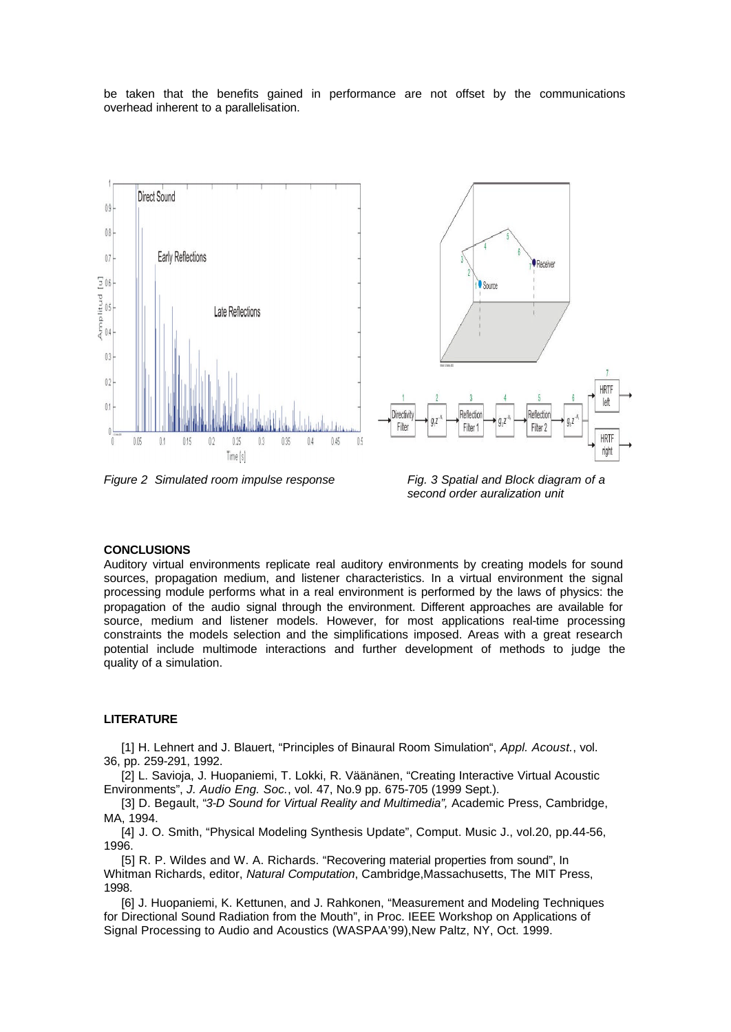be taken that the benefits gained in performance are not offset by the communications overhead inherent to a parallelisation.

*Figure 2 Simulated room impulse response*

*Fig. 3 Spatial and Block diagram of a second order auralization unit*

**CONCLUSIONS**

Auditory virtual environments replicate real auditory environments by creating models for sound sources, propagation medium, and listener characteristics. In a virtual environment the signal processing module performs what in a real environment is performed by the laws of physics: the propagation of the audio signal through the environment. Different approaches are available for source, medium and listener models. However, for most applications real-time processing constraints the models selection and the simplifications imposed. Areas with a great research potential include multimode interactions and further development of methods to judge the quality of a simulation.

**LITERATURE**

[1] H. Lehnert and J. Blauert, "Principles of Binaural Room Simulation", *Appl. Acoust.*, vol. 36, pp. 259-291, 1992.

[2] L. Savioja, J. Huopaniemi, T. Lokki, R. Väänänen, "Creating Interactive Virtual Acoustic Environments", *J. Audio Eng. Soc.*, vol. 47, No.9 pp. 675-705 (1999 Sept.).

[3] D. Begault, "*3-D Sound for Virtual Reality and Multimedia*", Academic Press, Cambridge, MA, 1994.

[4] J. O. Smith, "Physical Modeling Synthesis Update", Comput. Music J., vol.20, pp.44-56, 1996.

[5] R. P. Wildes and W. A. Richards. "Recovering material properties from sound", In Whitman Richards, editor, *Natural Computation*, Cambridge,Massachusetts, The MIT Press, 1998.

[6] J. Huopaniemi, K. Kettunen, and J. Rahkonen, "Measurement and Modeling Techniques for Directional Sound Radiation from the Mouth", in Proc. IEEE Workshop on Applications of Signal Processing to Audio and Acoustics (WASPAA'99),New Paltz, NY, Oct. 1999.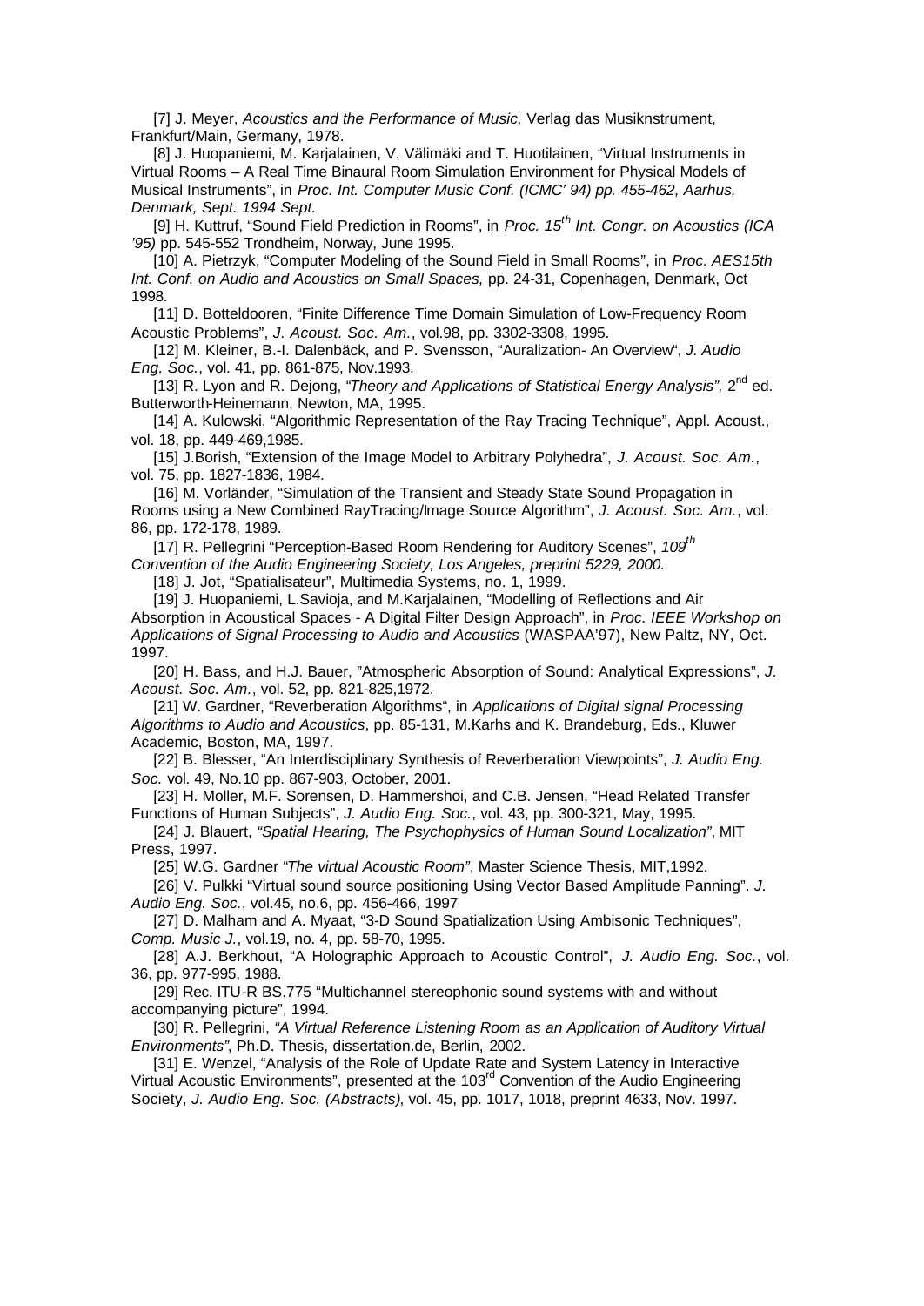[7] J. Meyer, *Acoustics and the Performance of Music,* Verlag das Musiknstrument, Frankfurt/Main, Germany, 1978.

[8] J. Huopaniemi, M. Karjalainen, V. Välimäki and T. Huotilainen, "Virtual Instruments in Virtual Rooms – A Real Time Binaural Room Simulation Environment for Physical Models of Musical Instruments", in *Proc. Int. Computer Music Conf. (ICMC' 94) pp. 455-462, Aarhus, Denmark, Sept. 1994 Sept.*

[9] H. Kuttruf, "Sound Field Prediction in Rooms", in *Proc. 15th Int. Congr. on Acoustics (ICA '95)* pp. 545-552 Trondheim, Norway, June 1995.

[10] A. Pietrzyk, "Computer Modeling of the Sound Field in Small Rooms", in *Proc. AES15th Int. Conf. on Audio and Acoustics on Small Spaces,* pp. 24-31, Copenhagen, Denmark, Oct 1998.

[11] D. Botteldooren, "Finite Difference Time Domain Simulation of Low-Frequency Room Acoustic Problems", *J. Acoust. Soc. Am.*, vol.98, pp. 3302-3308, 1995.

[12] M. Kleiner, B.-I. Dalenbäck, and P. Svensson, "Auralization- An Overview", *J. Audio Eng. Soc.*, vol. 41, pp. 861-875, Nov.1993.

[13] R. Lyon and R. Dejong, "*Theory and Applications of Statistical Energy Analysis",* 2nd ed. Butterworth-Heinemann, Newton, MA, 1995.

[14] A. Kulowski, "Algorithmic Representation of the Ray Tracing Technique", Appl. Acoust., vol. 18, pp. 449-469,1985.

[15] J.Borish, "Extension of the Image Model to Arbitrary Polyhedra", *J. Acoust. Soc. Am.*, vol. 75, pp. 1827-1836, 1984.

[16] M. Vorländer, "Simulation of the Transient and Steady State Sound Propagation in Rooms using a New Combined RayTracing/Image Source Algorithm", *J. Acoust. Soc. Am.*, vol. 86, pp. 172-178, 1989.

[17] R. Pellegrini "Perception-Based Room Rendering for Auditory Scenes", *109th Convention of the Audio Engineering Society, Los Angeles, preprint 5229, 2000.*

[18] J. Jot, "Spatialisateur", Multimedia Systems, no. 1, 1999.

[19] J. Huopaniemi, L.Savioja, and M.Karjalainen, "Modelling of Reflections and Air Absorption in Acoustical Spaces - A Digital Filter Design Approach", in *Proc. IEEE Workshop on Applications of Signal Processing to Audio and Acoustics* (WASPAA'97), New Paltz, NY, Oct. 1997.

[20] H. Bass, and H.J. Bauer, "Atmospheric Absorption of Sound: Analytical Expressions", *J. Acoust. Soc. Am.*, vol. 52, pp. 821-825,1972.

[21] W. Gardner, "Reverberation Algorithms", in *Applications of Digital signal Processing Algorithms to Audio and Acoustics*, pp. 85-131, M.Karhs and K. Brandeburg, Eds., Kluwer Academic, Boston, MA, 1997.

[22] B. Blesser, "An Interdisciplinary Synthesis of Reverberation Viewpoints", *J. Audio Eng. Soc.* vol. 49, No.10 pp. 867-903, October, 2001.

[23] H. Moller, M.F. Sorensen, D. Hammershoi, and C.B. Jensen, "Head Related Transfer Functions of Human Subjects", *J. Audio Eng. Soc.*, vol. 43, pp. 300-321, May, 1995.

[24] J. Blauert, *"Spatial Hearing, The Psychophysics of Human Sound Localization"*, MIT Press, 1997.

[25] W.G. Gardner "*The virtual Acoustic Room"*, Master Science Thesis, MIT,1992.

[26] V. Pulkki "Virtual sound source positioning Using Vector Based Amplitude Panning". *J. Audio Eng. Soc.*, vol.45, no.6, pp. 456-466, 1997

[27] D. Malham and A. Myaat, "3-D Sound Spatialization Using Ambisonic Techniques", *Comp. Music J.*, vol.19, no. 4, pp. 58-70, 1995.

[28] A.J. Berkhout, "A Holographic Approach to Acoustic Control", *J. Audio Eng. Soc.*, vol. 36, pp. 977-995, 1988.

[29] Rec. ITU-R BS.775 "Multichannel stereophonic sound systems with and without accompanying picture", 1994.

[30] R. Pellegrini, *"A Virtual Reference Listening Room as an Application of Auditory Virtual Environments"*, Ph.D. Thesis, dissertation.de, Berlin, 2002.

[31] E. Wenzel, "Analysis of the Role of Update Rate and System Latency in Interactive Virtual Acoustic Environments", presented at the 103rd Convention of the Audio Engineering Society, *J. Audio Eng. Soc. (Abstracts)*, vol. 45, pp. 1017, 1018, preprint 4633, Nov. 1997.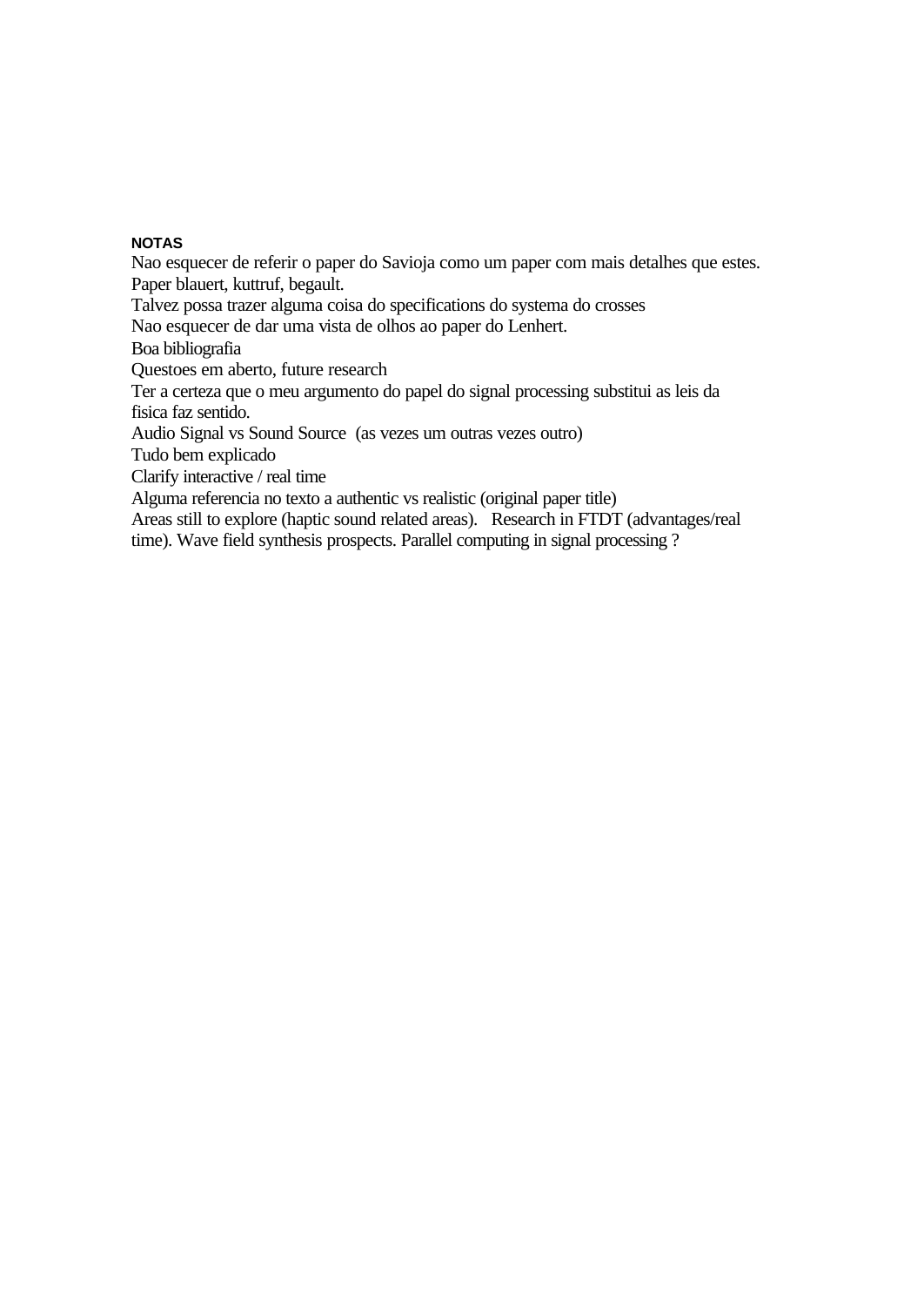**NOTAS**

Nao esquecer de referir o paper do Savioja como um paper com mais detalhes que estes.
Paper blauert, kuttruf, begault.
Talvez possa trazer alguma coisa do specifications do systema do crosses
Nao esquecer de dar uma vista de olhos ao paper do Lenhert.
Boa bibliografia
Questoes em aberto, future research
Ter a certeza que o meu argumento do papel do signal processing substitui as leis da fisica faz sentido.
Audio Signal vs Sound Source (as vezes um outras vezes outro)
Tudo bem explicado
Clarify interactive / real time
Alguma referencia no texto a authentic vs realistic (original paper title)
Areas still to explore (haptic sound related areas). Research in FTDT (advantages/real time). Wave field synthesis prospects. Parallel computing in signal processing ?